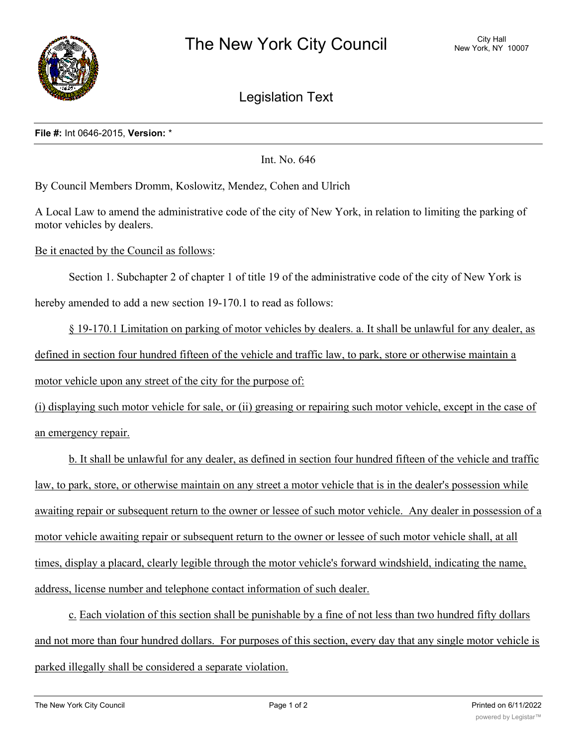# The New York City Council

City Hall
New York, NY 10007

## Legislation Text

**File #:** Int 0646-2015, **Version:** *

Int. No. 646

By Council Members Dromm, Koslowitz, Mendez, Cohen and Ulrich

A Local Law to amend the administrative code of the city of New York, in relation to limiting the parking of motor vehicles by dealers.

Be it enacted by the Council as follows:

Section 1. Subchapter 2 of chapter 1 of title 19 of the administrative code of the city of New York is hereby amended to add a new section 19-170.1 to read as follows:

§ 19-170.1 Limitation on parking of motor vehicles by dealers. a. It shall be unlawful for any dealer, as defined in section four hundred fifteen of the vehicle and traffic law, to park, store or otherwise maintain a motor vehicle upon any street of the city for the purpose of:

(i) displaying such motor vehicle for sale, or (ii) greasing or repairing such motor vehicle, except in the case of an emergency repair.

b. It shall be unlawful for any dealer, as defined in section four hundred fifteen of the vehicle and traffic law, to park, store, or otherwise maintain on any street a motor vehicle that is in the dealer's possession while awaiting repair or subsequent return to the owner or lessee of such motor vehicle. Any dealer in possession of a motor vehicle awaiting repair or subsequent return to the owner or lessee of such motor vehicle shall, at all times, display a placard, clearly legible through the motor vehicle's forward windshield, indicating the name, address, license number and telephone contact information of such dealer.

c. Each violation of this section shall be punishable by a fine of not less than two hundred fifty dollars and not more than four hundred dollars. For purposes of this section, every day that any single motor vehicle is parked illegally shall be considered a separate violation.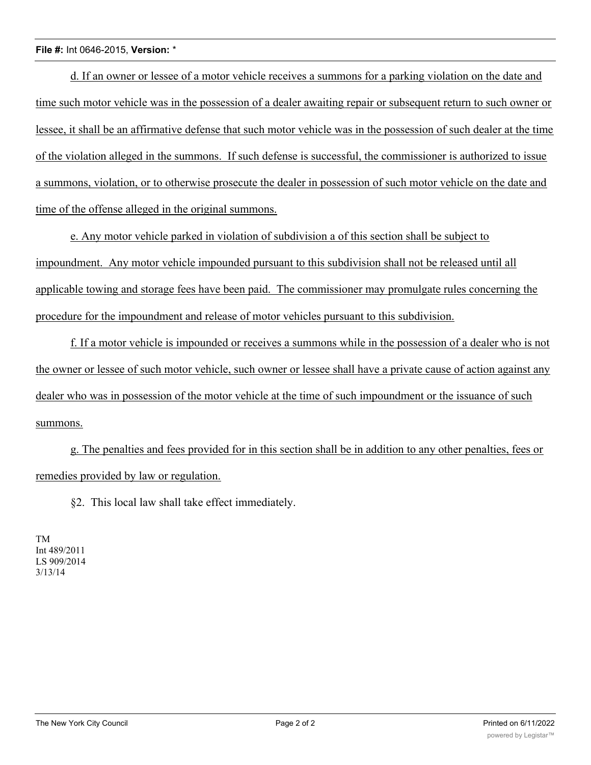d. If an owner or lessee of a motor vehicle receives a summons for a parking violation on the date and time such motor vehicle was in the possession of a dealer awaiting repair or subsequent return to such owner or lessee, it shall be an affirmative defense that such motor vehicle was in the possession of such dealer at the time of the violation alleged in the summons. If such defense is successful, the commissioner is authorized to issue a summons, violation, or to otherwise prosecute the dealer in possession of such motor vehicle on the date and time of the offense alleged in the original summons.

e. Any motor vehicle parked in violation of subdivision a of this section shall be subject to impoundment. Any motor vehicle impounded pursuant to this subdivision shall not be released until all applicable towing and storage fees have been paid. The commissioner may promulgate rules concerning the procedure for the impoundment and release of motor vehicles pursuant to this subdivision.

f. If a motor vehicle is impounded or receives a summons while in the possession of a dealer who is not the owner or lessee of such motor vehicle, such owner or lessee shall have a private cause of action against any dealer who was in possession of the motor vehicle at the time of such impoundment or the issuance of such summons.

g. The penalties and fees provided for in this section shall be in addition to any other penalties, fees or remedies provided by law or regulation.

§2. This local law shall take effect immediately.

TM
Int 489/2011
LS 909/2014
3/13/14